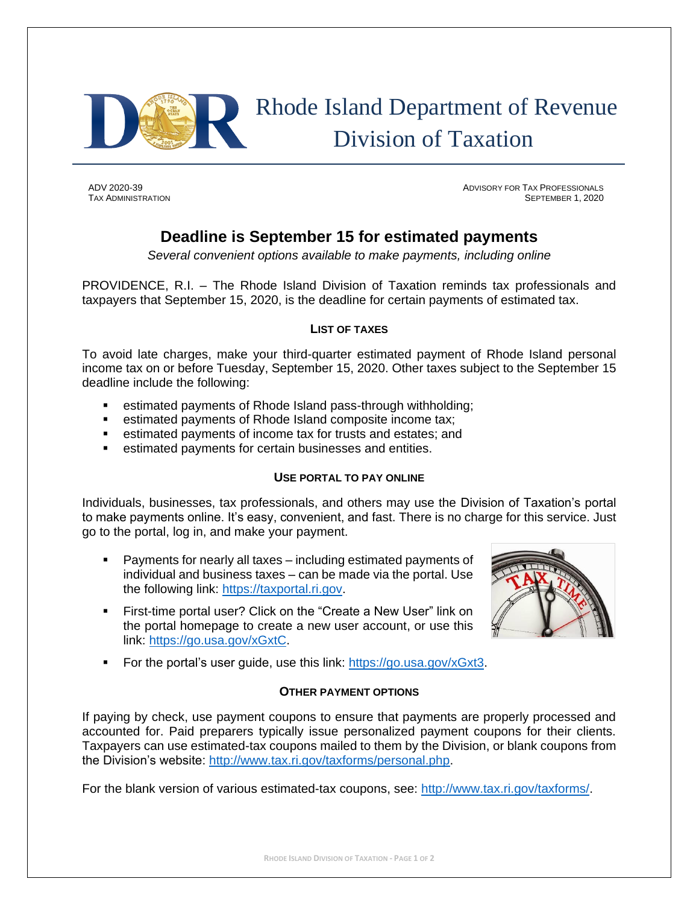# Rhode Island Department of Revenue
## Division of Taxation

ADV 2020-39
TAX ADMINISTRATION

ADVISORY FOR TAX PROFESSIONALS
SEPTEMBER 1, 2020

## Deadline is September 15 for estimated payments

*Several convenient options available to make payments, including online*

PROVIDENCE, R.I. – The Rhode Island Division of Taxation reminds tax professionals and taxpayers that September 15, 2020, is the deadline for certain payments of estimated tax.

### LIST OF TAXES

To avoid late charges, make your third-quarter estimated payment of Rhode Island personal income tax on or before Tuesday, September 15, 2020. Other taxes subject to the September 15 deadline include the following:

- estimated payments of Rhode Island pass-through withholding;
- estimated payments of Rhode Island composite income tax;
- estimated payments of income tax for trusts and estates; and
- estimated payments for certain businesses and entities.

### USE PORTAL TO PAY ONLINE

Individuals, businesses, tax professionals, and others may use the Division of Taxation's portal to make payments online. It's easy, convenient, and fast. There is no charge for this service. Just go to the portal, log in, and make your payment.

- Payments for nearly all taxes – including estimated payments of individual and business taxes – can be made via the portal. Use the following link: https://taxportal.ri.gov.
- First-time portal user? Click on the "Create a New User" link on the portal homepage to create a new user account, or use this link: https://go.usa.gov/xGxtC.
- For the portal's user guide, use this link: https://go.usa.gov/xGxt3.

### OTHER PAYMENT OPTIONS

If paying by check, use payment coupons to ensure that payments are properly processed and accounted for. Paid preparers typically issue personalized payment coupons for their clients. Taxpayers can use estimated-tax coupons mailed to them by the Division, or blank coupons from the Division's website: http://www.tax.ri.gov/taxforms/personal.php.

For the blank version of various estimated-tax coupons, see: http://www.tax.ri.gov/taxforms/.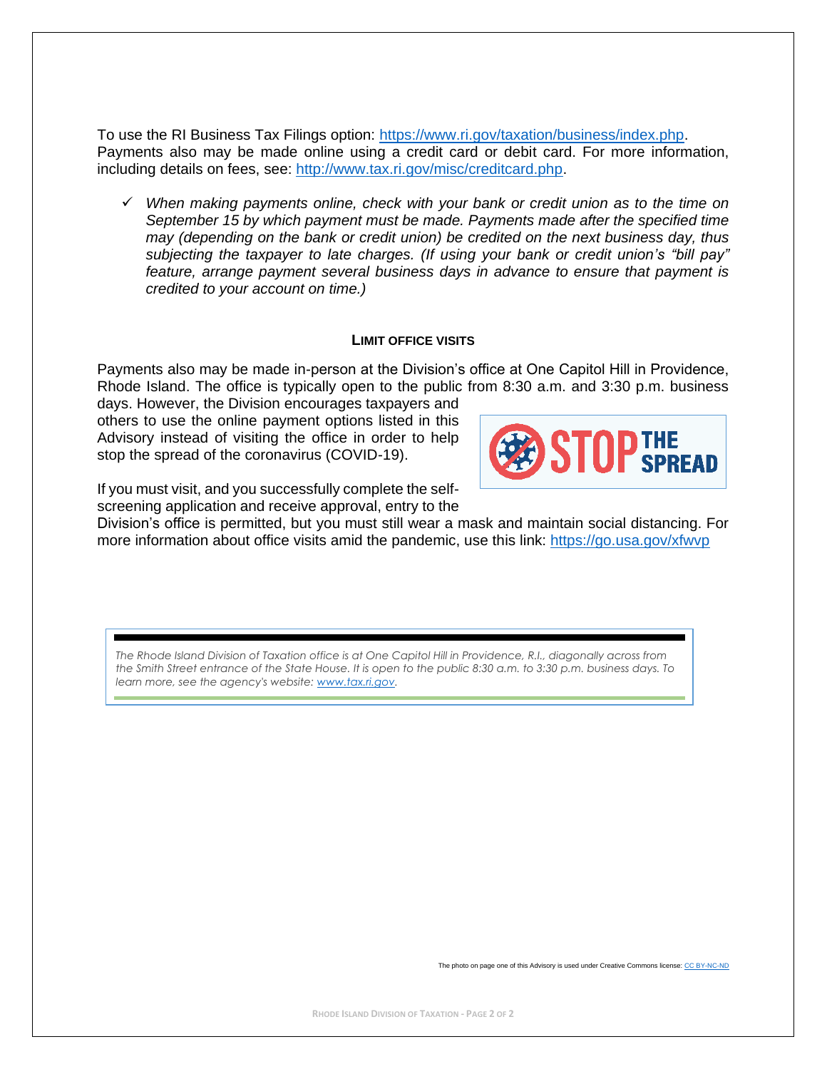To use the RI Business Tax Filings option: [https://www.ri.gov/taxation/business/index.php](https://www.ri.gov/taxation/business/index.php). Payments also may be made online using a credit card or debit card. For more information, including details on fees, see: [http://www.tax.ri.gov/misc/creditcard.php](http://www.tax.ri.gov/misc/creditcard.php).

- ✓ *When making payments online, check with your bank or credit union as to the time on September 15 by which payment must be made. Payments made after the specified time may (depending on the bank or credit union) be credited on the next business day, thus subjecting the taxpayer to late charges. (If using your bank or credit union's "bill pay" feature, arrange payment several business days in advance to ensure that payment is credited to your account on time.)*

### LIMIT OFFICE VISITS

Payments also may be made in-person at the Division's office at One Capitol Hill in Providence, Rhode Island. The office is typically open to the public from 8:30 a.m. and 3:30 p.m. business days. However, the Division encourages taxpayers and others to use the online payment options listed in this Advisory instead of visiting the office in order to help stop the spread of the coronavirus (COVID-19).

If you must visit, and you successfully complete the self-screening application and receive approval, entry to the Division's office is permitted, but you must still wear a mask and maintain social distancing. For more information about office visits amid the pandemic, use this link: [https://go.usa.gov/xfwvp](https://go.usa.gov/xfwvp)

*The Rhode Island Division of Taxation office is at One Capitol Hill in Providence, R.I., diagonally across from the Smith Street entrance of the State House. It is open to the public 8:30 a.m. to 3:30 p.m. business days. To learn more, see the agency's website: [www.tax.ri.gov](www.tax.ri.gov).*

The photo on page one of this Advisory is used under Creative Commons license: CC BY-NC-ND